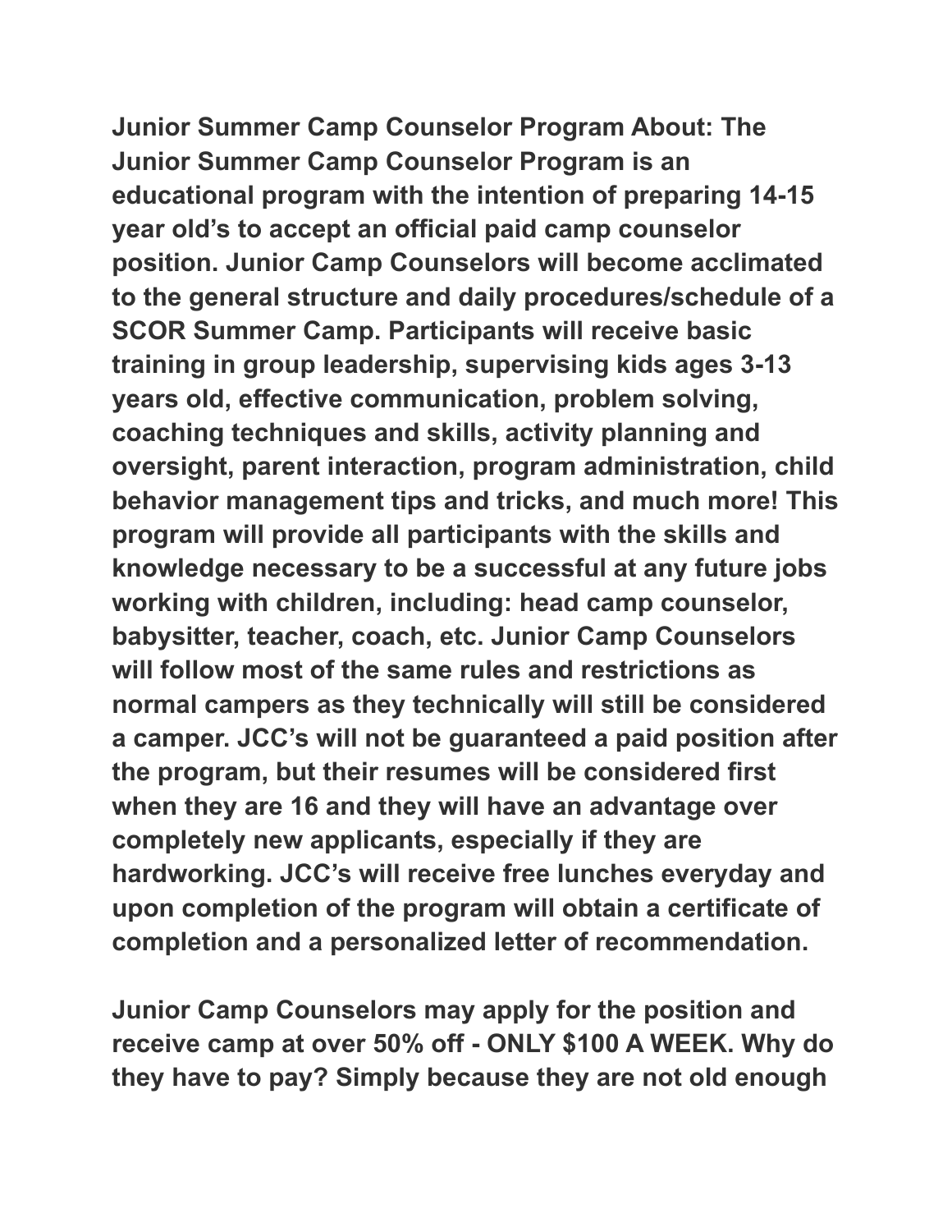**Junior Summer Camp Counselor Program About: The Junior Summer Camp Counselor Program is an educational program with the intention of preparing 14-15 year old's to accept an official paid camp counselor position. Junior Camp Counselors will become acclimated to the general structure and daily procedures/schedule of a SCOR Summer Camp. Participants will receive basic training in group leadership, supervising kids ages 3-13 years old, effective communication, problem solving, coaching techniques and skills, activity planning and oversight, parent interaction, program administration, child behavior management tips and tricks, and much more! This program will provide all participants with the skills and knowledge necessary to be a successful at any future jobs working with children, including: head camp counselor, babysitter, teacher, coach, etc. Junior Camp Counselors will follow most of the same rules and restrictions as normal campers as they technically will still be considered a camper. JCC's will not be guaranteed a paid position after the program, but their resumes will be considered first when they are 16 and they will have an advantage over completely new applicants, especially if they are hardworking. JCC's will receive free lunches everyday and upon completion of the program will obtain a certificate of completion and a personalized letter of recommendation.**

**Junior Camp Counselors may apply for the position and receive camp at over 50% off - ONLY $100 A WEEK. Why do they have to pay? Simply because they are not old enough**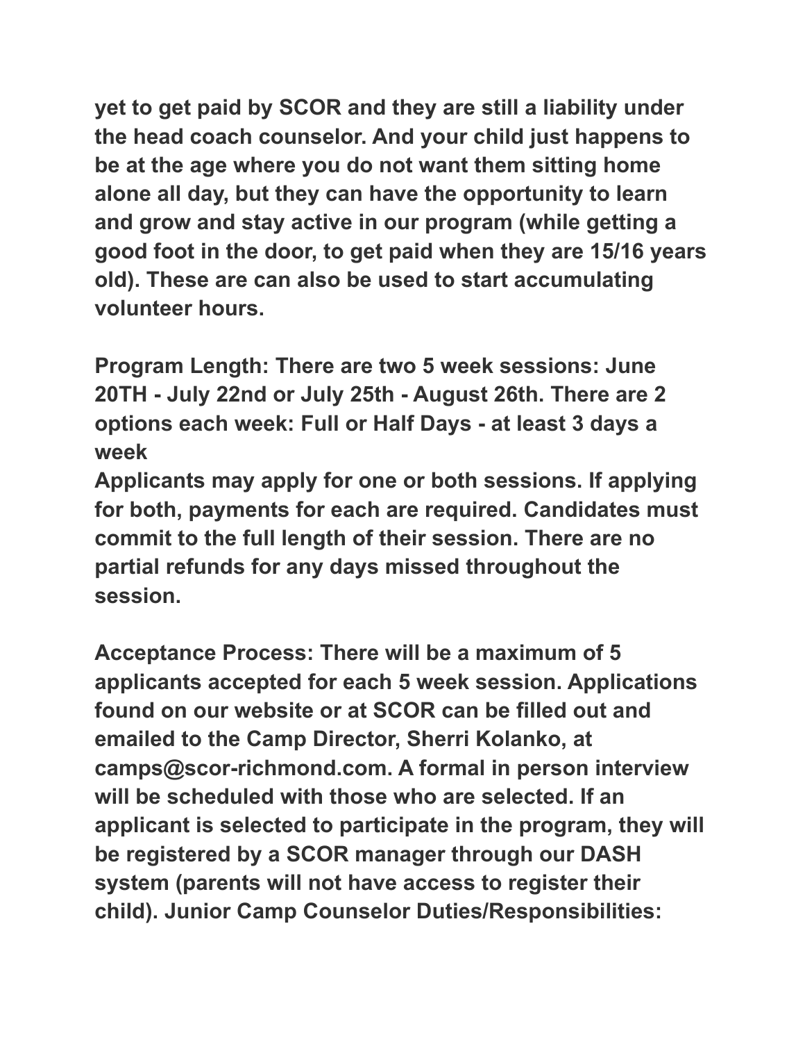**yet to get paid by SCOR and they are still a liability under the head coach counselor. And your child just happens to be at the age where you do not want them sitting home alone all day, but they can have the opportunity to learn and grow and stay active in our program (while getting a good foot in the door, to get paid when they are 15/16 years old). These are can also be used to start accumulating volunteer hours.**

**Program Length: There are two 5 week sessions: June 20TH - July 22nd or July 25th - August 26th. There are 2 options each week: Full or Half Days - at least 3 days a week**
**Applicants may apply for one or both sessions. If applying for both, payments for each are required. Candidates must commit to the full length of their session. There are no partial refunds for any days missed throughout the session.**

**Acceptance Process: There will be a maximum of 5 applicants accepted for each 5 week session. Applications found on our website or at SCOR can be filled out and emailed to the Camp Director, Sherri Kolanko, at camps@scor-richmond.com. A formal in person interview will be scheduled with those who are selected. If an applicant is selected to participate in the program, they will be registered by a SCOR manager through our DASH system (parents will not have access to register their child). Junior Camp Counselor Duties/Responsibilities:**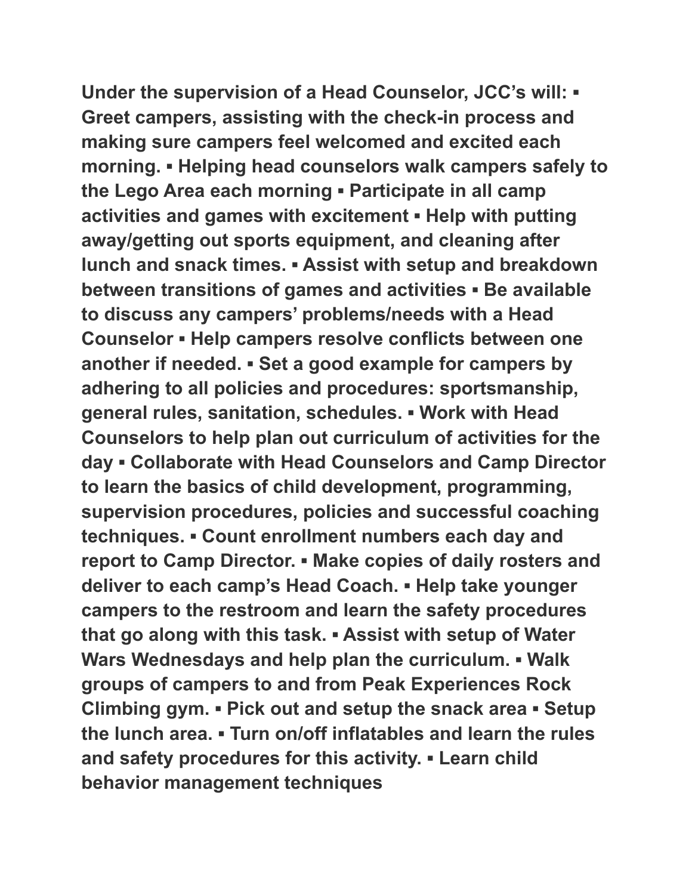**Under the supervision of a Head Counselor, JCC's will: ▪ Greet campers, assisting with the check-in process and making sure campers feel welcomed and excited each morning. ▪ Helping head counselors walk campers safely to the Lego Area each morning ▪ Participate in all camp activities and games with excitement ▪ Help with putting away/getting out sports equipment, and cleaning after lunch and snack times. ▪ Assist with setup and breakdown between transitions of games and activities ▪ Be available to discuss any campers' problems/needs with a Head Counselor ▪ Help campers resolve conflicts between one another if needed. ▪ Set a good example for campers by adhering to all policies and procedures: sportsmanship, general rules, sanitation, schedules. ▪ Work with Head Counselors to help plan out curriculum of activities for the day ▪ Collaborate with Head Counselors and Camp Director to learn the basics of child development, programming, supervision procedures, policies and successful coaching techniques. ▪ Count enrollment numbers each day and report to Camp Director. ▪ Make copies of daily rosters and deliver to each camp's Head Coach. ▪ Help take younger campers to the restroom and learn the safety procedures that go along with this task. ▪ Assist with setup of Water Wars Wednesdays and help plan the curriculum. ▪ Walk groups of campers to and from Peak Experiences Rock Climbing gym. ▪ Pick out and setup the snack area ▪ Setup the lunch area. ▪ Turn on/off inflatables and learn the rules and safety procedures for this activity. ▪ Learn child behavior management techniques**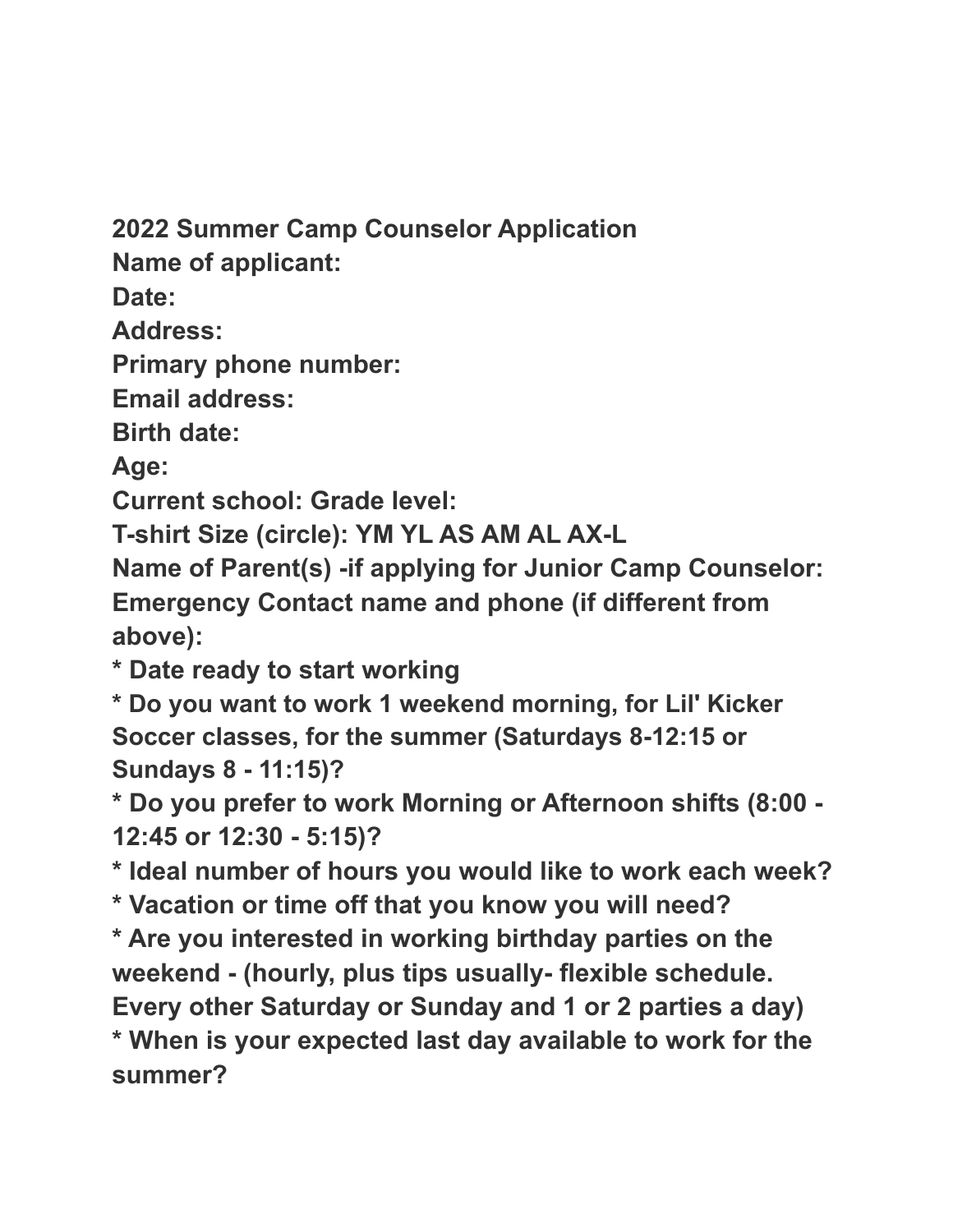**2022 Summer Camp Counselor Application**

**Name of applicant:**

**Date:**

**Address:**

**Primary phone number:**

**Email address:**

**Birth date:**

**Age:**

**Current school: Grade level:**

**T-shirt Size (circle): YM YL AS AM AL AX-L**

**Name of Parent(s) -if applying for Junior Camp Counselor:**

**Emergency Contact name and phone (if different from above):**

**\* Date ready to start working**

**\* Do you want to work 1 weekend morning, for Lil' Kicker Soccer classes, for the summer (Saturdays 8-12:15 or Sundays 8 - 11:15)?**

**\* Do you prefer to work Morning or Afternoon shifts (8:00 - 12:45 or 12:30 - 5:15)?**

**\* Ideal number of hours you would like to work each week?**

**\* Vacation or time off that you know you will need?**

**\* Are you interested in working birthday parties on the weekend - (hourly, plus tips usually- flexible schedule. Every other Saturday or Sunday and 1 or 2 parties a day)**

**\* When is your expected last day available to work for the summer?**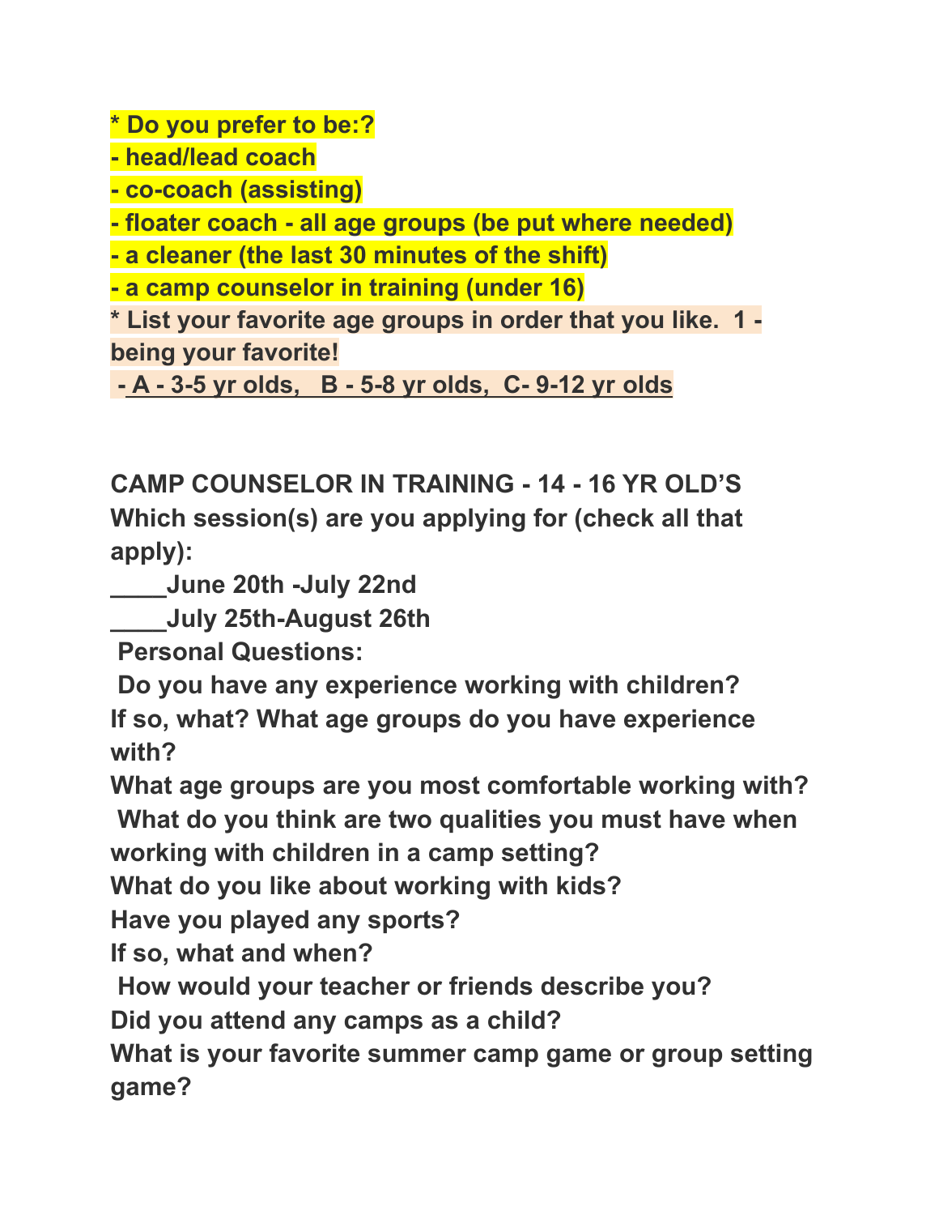**\* Do you prefer to be:?**

**- head/lead coach**

**- co-coach (assisting)**

**- floater coach - all age groups (be put where needed)**

**- a cleaner (the last 30 minutes of the shift)**

**- a camp counselor in training (under 16)**

**\* List your favorite age groups in order that you like. 1 - being your favorite!**

**- A - 3-5 yr olds, B - 5-8 yr olds, C- 9-12 yr olds**

**CAMP COUNSELOR IN TRAINING - 14 - 16 YR OLD'S**

**Which session(s) are you applying for (check all that apply):**

**\_\_\_\_June 20th -July 22nd**

**\_\_\_\_July 25th-August 26th**

**Personal Questions:**

**Do you have any experience working with children? If so, what? What age groups do you have experience with?**

**What age groups are you most comfortable working with?**

**What do you think are two qualities you must have when working with children in a camp setting?**

**What do you like about working with kids?**

**Have you played any sports?**

**If so, what and when?**

**How would your teacher or friends describe you?**

**Did you attend any camps as a child?**

**What is your favorite summer camp game or group setting game?**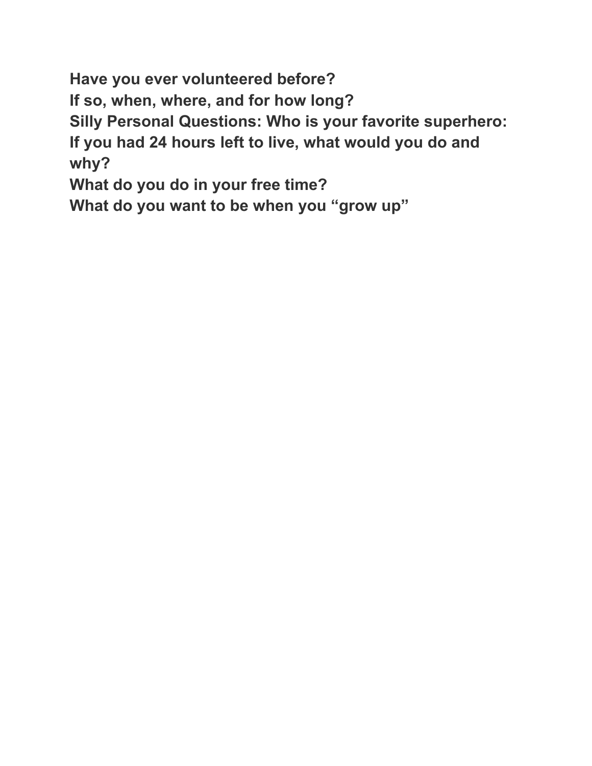**Have you ever volunteered before?**
**If so, when, where, and for how long?**
**Silly Personal Questions: Who is your favorite superhero:**
**If you had 24 hours left to live, what would you do and why?**
**What do you do in your free time?**
**What do you want to be when you "grow up"**